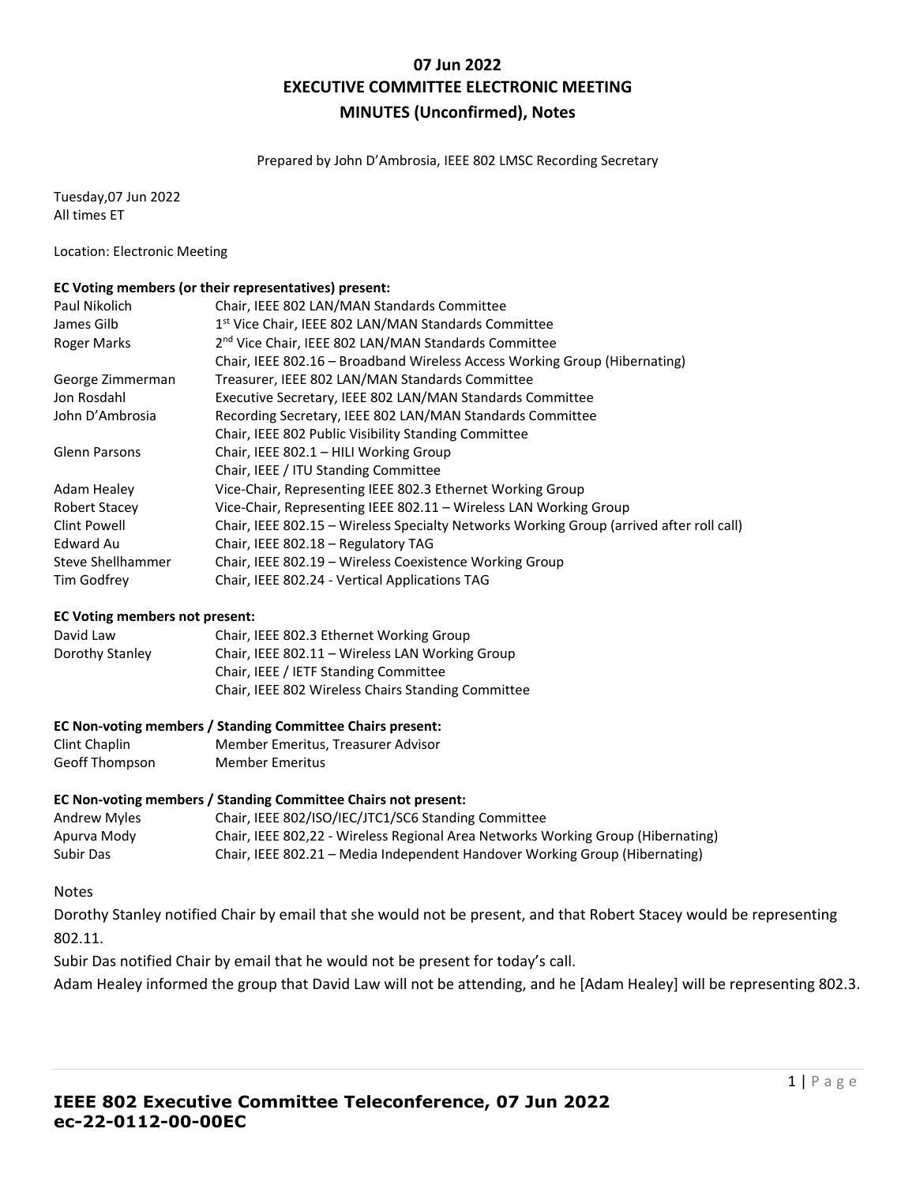# 07 Jun 2022
# EXECUTIVE COMMITTEE ELECTRONIC MEETING
# MINUTES (Unconfirmed), Notes

Prepared by John D'Ambrosia, IEEE 802 LMSC Recording Secretary

Tuesday,07 Jun 2022
All times ET

Location: Electronic Meeting

**EC Voting members (or their representatives) present:**

| | |
|---|---|
| Paul Nikolich | Chair, IEEE 802 LAN/MAN Standards Committee |
| James Gilb | 1st Vice Chair, IEEE 802 LAN/MAN Standards Committee |
| Roger Marks | 2nd Vice Chair, IEEE 802 LAN/MAN Standards Committee |
| | Chair, IEEE 802.16 – Broadband Wireless Access Working Group (Hibernating) |
| George Zimmerman | Treasurer, IEEE 802 LAN/MAN Standards Committee |
| Jon Rosdahl | Executive Secretary, IEEE 802 LAN/MAN Standards Committee |
| John D'Ambrosia | Recording Secretary, IEEE 802 LAN/MAN Standards Committee |
| | Chair, IEEE 802 Public Visibility Standing Committee |
| Glenn Parsons | Chair, IEEE 802.1 – HILI Working Group |
| | Chair, IEEE / ITU Standing Committee |
| Adam Healey | Vice-Chair, Representing IEEE 802.3 Ethernet Working Group |
| Robert Stacey | Vice-Chair, Representing IEEE 802.11 – Wireless LAN Working Group |
| Clint Powell | Chair, IEEE 802.15 – Wireless Specialty Networks Working Group (arrived after roll call) |
| Edward Au | Chair, IEEE 802.18 – Regulatory TAG |
| Steve Shellhammer | Chair, IEEE 802.19 – Wireless Coexistence Working Group |
| Tim Godfrey | Chair, IEEE 802.24 - Vertical Applications TAG |

**EC Voting members not present:**

| | |
|---|---|
| David Law | Chair, IEEE 802.3 Ethernet Working Group |
| Dorothy Stanley | Chair, IEEE 802.11 – Wireless LAN Working Group |
| | Chair, IEEE / IETF Standing Committee |
| | Chair, IEEE 802 Wireless Chairs Standing Committee |

**EC Non-voting members / Standing Committee Chairs present:**

| | |
|---|---|
| Clint Chaplin | Member Emeritus, Treasurer Advisor |
| Geoff Thompson | Member Emeritus |

**EC Non-voting members / Standing Committee Chairs not present:**

| | |
|---|---|
| Andrew Myles | Chair, IEEE 802/ISO/IEC/JTC1/SC6 Standing Committee |
| Apurva Mody | Chair, IEEE 802,22 - Wireless Regional Area Networks Working Group (Hibernating) |
| Subir Das | Chair, IEEE 802.21 – Media Independent Handover Working Group (Hibernating) |

Notes

Dorothy Stanley notified Chair by email that she would not be present, and that Robert Stacey would be representing 802.11.

Subir Das notified Chair by email that he would not be present for today's call.

Adam Healey informed the group that David Law will not be attending, and he [Adam Healey] will be representing 802.3.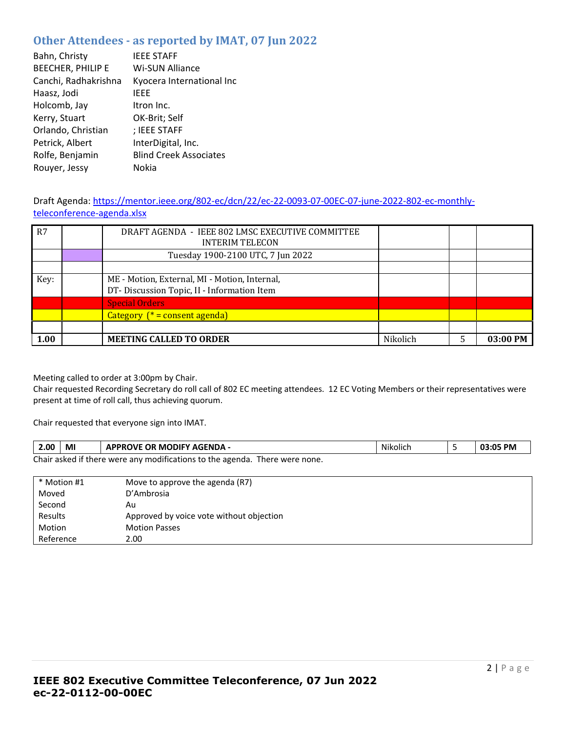## Other Attendees - as reported by IMAT, 07 Jun 2022

| | |
|---|---|
| Bahn, Christy | IEEE STAFF |
| BEECHER, PHILIP E | Wi-SUN Alliance |
| Canchi, Radhakrishna | Kyocera International Inc |
| Haasz, Jodi | IEEE |
| Holcomb, Jay | Itron Inc. |
| Kerry, Stuart | OK-Brit; Self |
| Orlando, Christian | ; IEEE STAFF |
| Petrick, Albert | InterDigital, Inc. |
| Rolfe, Benjamin | Blind Creek Associates |
| Rouyer, Jessy | Nokia |

Draft Agenda: [https://mentor.ieee.org/802-ec/dcn/22/ec-22-0093-07-00EC-07-june-2022-802-ec-monthly-teleconference-agenda.xlsx](https://mentor.ieee.org/802-ec/dcn/22/ec-22-0093-07-00EC-07-june-2022-802-ec-monthly-teleconference-agenda.xlsx)

| R7 | | DRAFT AGENDA - IEEE 802 LMSC EXECUTIVE COMMITTEE INTERIM TELECON | | | |
|---|---|---|---|---|---|
| | | Tuesday 1900-2100 UTC, 7 Jun 2022 | | | |
| | | | | | |
| Key: | | ME - Motion, External, MI - Motion, Internal, DT- Discussion Topic, II - Information Item | | | |
| | | Special Orders | | | |
| | | Category (* = consent agenda) | | | |
| | | | | | |
| **1.00** | | **MEETING CALLED TO ORDER** | Nikolich | 5 | **03:00 PM** |

Meeting called to order at 3:00pm by Chair.
Chair requested Recording Secretary do roll call of 802 EC meeting attendees. 12 EC Voting Members or their representatives were present at time of roll call, thus achieving quorum.

Chair requested that everyone sign into IMAT.

| **2.00** | **MI** | **APPROVE OR MODIFY AGENDA -** | Nikolich | 5 | **03:05 PM** |
|---|---|---|---|---|---|

Chair asked if there were any modifications to the agenda. There were none.

| * Motion #1 | Move to approve the agenda (R7) |
|---|---|
| Moved | D'Ambrosia |
| Second | Au |
| Results | Approved by voice vote without objection |
| Motion | Motion Passes |
| Reference | 2.00 |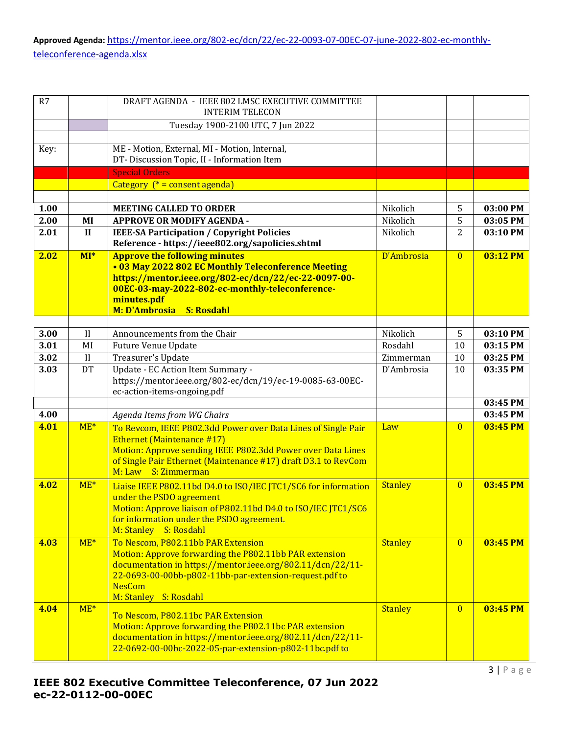**Approved Agenda:** https://mentor.ieee.org/802-ec/dcn/22/ec-22-0093-07-00EC-07-june-2022-802-ec-monthly-teleconference-agenda.xlsx

| R7 | | DRAFT AGENDA - IEEE 802 LMSC EXECUTIVE COMMITTEE INTERIM TELECON | | | |
|---|---|---|---|---|---|
| | | Tuesday 1900-2100 UTC, 7 Jun 2022 | | | |
| | | | | | |
| Key: | | ME - Motion, External, MI - Motion, Internal, DT- Discussion Topic, II - Information Item | | | |
| | | Special Orders | | | |
| | | Category (* = consent agenda) | | | |
| | | | | | |
| **1.00** | | **MEETING CALLED TO ORDER** | Nikolich | 5 | **03:00 PM** |
| **2.00** | **MI** | **APPROVE OR MODIFY AGENDA -** | Nikolich | 5 | **03:05 PM** |
| **2.01** | **II** | **IEEE-SA Participation / Copyright Policies Reference - https://ieee802.org/sapolicies.shtml** | Nikolich | 2 | **03:10 PM** |
| **2.02** | **MI*** | **Approve the following minutes • 03 May 2022 802 EC Monthly Teleconference Meeting https://mentor.ieee.org/802-ec/dcn/22/ec-22-0097-00-00EC-03-may-2022-802-ec-monthly-teleconference-minutes.pdf M: D'Ambrosia S: Rosdahl** | D'Ambrosia | 0 | **03:12 PM** |
| | | | | | |
| **3.00** | II | Announcements from the Chair | Nikolich | 5 | **03:10 PM** |
| **3.01** | MI | Future Venue Update | Rosdahl | 10 | **03:15 PM** |
| **3.02** | II | Treasurer's Update | Zimmerman | 10 | **03:25 PM** |
| **3.03** | DT | Update - EC Action Item Summary - https://mentor.ieee.org/802-ec/dcn/19/ec-19-0085-63-00EC-ec-action-items-ongoing.pdf | D'Ambrosia | 10 | **03:35 PM** |
| | | | | | **03:45 PM** |
| **4.00** | | *Agenda Items from WG Chairs* | | | **03:45 PM** |
| **4.01** | ME* | To Revcom, IEEE P802.3dd Power over Data Lines of Single Pair Ethernet (Maintenance #17) Motion: Approve sending IEEE P802.3dd Power over Data Lines of Single Pair Ethernet (Maintenance #17) draft D3.1 to RevCom M: Law S: Zimmerman | Law | 0 | **03:45 PM** |
| **4.02** | ME* | Liaise IEEE P802.11bd D4.0 to ISO/IEC JTC1/SC6 for information under the PSDO agreement Motion: Approve liaison of P802.11bd D4.0 to ISO/IEC JTC1/SC6 for information under the PSDO agreement. M: Stanley S: Rosdahl | Stanley | 0 | **03:45 PM** |
| **4.03** | ME* | To Nescom, P802.11bb PAR Extension Motion: Approve forwarding the P802.11bb PAR extension documentation in https://mentor.ieee.org/802.11/dcn/22/11-22-0693-00-00bb-p802-11bb-par-extension-request.pdf to NesCom M: Stanley S: Rosdahl | Stanley | 0 | **03:45 PM** |
| **4.04** | ME* | To Nescom, P802.11bc PAR Extension Motion: Approve forwarding the P802.11bc PAR extension documentation in https://mentor.ieee.org/802.11/dcn/22/11-22-0692-00-00bc-2022-05-par-extension-p802-11bc.pdf to | Stanley | 0 | **03:45 PM** |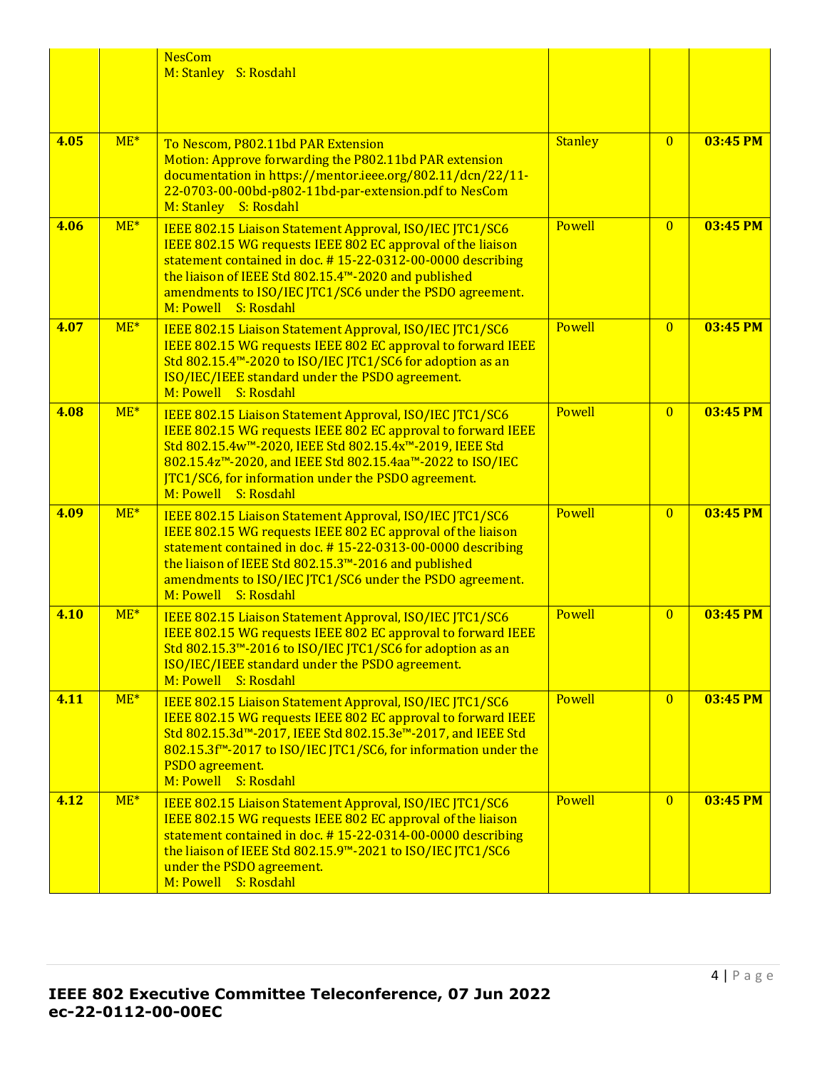| | | | | | |
|---|---|---|---|---|---|
| | | NesCom<br>M: Stanley S: Rosdahl | | | |
| **4.05** | ME* | To Nescom, P802.11bd PAR Extension<br>Motion: Approve forwarding the P802.11bd PAR extension documentation in https://mentor.ieee.org/802.11/dcn/22/11-22-0703-00-00bd-p802-11bd-par-extension.pdf to NesCom<br>M: Stanley S: Rosdahl | Stanley | **0** | **03:45 PM** |
| **4.06** | ME* | IEEE 802.15 Liaison Statement Approval, ISO/IEC JTC1/SC6<br>IEEE 802.15 WG requests IEEE 802 EC approval of the liaison statement contained in doc. # 15-22-0312-00-0000 describing the liaison of IEEE Std 802.15.4™-2020 and published amendments to ISO/IEC JTC1/SC6 under the PSDO agreement.<br>M: Powell S: Rosdahl | Powell | **0** | **03:45 PM** |
| **4.07** | ME* | IEEE 802.15 Liaison Statement Approval, ISO/IEC JTC1/SC6<br>IEEE 802.15 WG requests IEEE 802 EC approval to forward IEEE Std 802.15.4™-2020 to ISO/IEC JTC1/SC6 for adoption as an ISO/IEC/IEEE standard under the PSDO agreement.<br>M: Powell S: Rosdahl | Powell | **0** | **03:45 PM** |
| **4.08** | ME* | IEEE 802.15 Liaison Statement Approval, ISO/IEC JTC1/SC6<br>IEEE 802.15 WG requests IEEE 802 EC approval to forward IEEE Std 802.15.4w™-2020, IEEE Std 802.15.4x™-2019, IEEE Std 802.15.4z™-2020, and IEEE Std 802.15.4aa™-2022 to ISO/IEC JTC1/SC6, for information under the PSDO agreement.<br>M: Powell S: Rosdahl | Powell | **0** | **03:45 PM** |
| **4.09** | ME* | IEEE 802.15 Liaison Statement Approval, ISO/IEC JTC1/SC6<br>IEEE 802.15 WG requests IEEE 802 EC approval of the liaison statement contained in doc. # 15-22-0313-00-0000 describing the liaison of IEEE Std 802.15.3™-2016 and published amendments to ISO/IEC JTC1/SC6 under the PSDO agreement.<br>M: Powell S: Rosdahl | Powell | **0** | **03:45 PM** |
| **4.10** | ME* | IEEE 802.15 Liaison Statement Approval, ISO/IEC JTC1/SC6<br>IEEE 802.15 WG requests IEEE 802 EC approval to forward IEEE Std 802.15.3™-2016 to ISO/IEC JTC1/SC6 for adoption as an ISO/IEC/IEEE standard under the PSDO agreement.<br>M: Powell S: Rosdahl | Powell | **0** | **03:45 PM** |
| **4.11** | ME* | IEEE 802.15 Liaison Statement Approval, ISO/IEC JTC1/SC6<br>IEEE 802.15 WG requests IEEE 802 EC approval to forward IEEE Std 802.15.3d™-2017, IEEE Std 802.15.3e™-2017, and IEEE Std 802.15.3f™-2017 to ISO/IEC JTC1/SC6, for information under the PSDO agreement.<br>M: Powell S: Rosdahl | Powell | **0** | **03:45 PM** |
| **4.12** | ME* | IEEE 802.15 Liaison Statement Approval, ISO/IEC JTC1/SC6<br>IEEE 802.15 WG requests IEEE 802 EC approval of the liaison statement contained in doc. # 15-22-0314-00-0000 describing the liaison of IEEE Std 802.15.9™-2021 to ISO/IEC JTC1/SC6 under the PSDO agreement.<br>M: Powell S: Rosdahl | Powell | **0** | **03:45 PM** |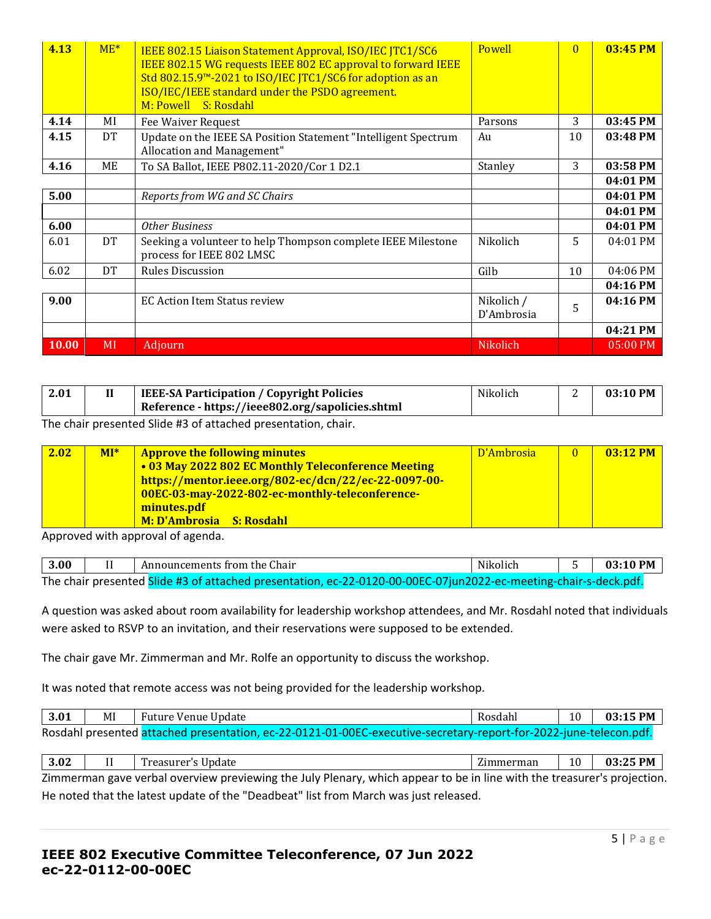| | | | | | |
|---|---|---|---|---|---|
| 4.13 | ME* | IEEE 802.15 Liaison Statement Approval, ISO/IEC JTC1/SC6<br>IEEE 802.15 WG requests IEEE 802 EC approval to forward IEEE Std 802.15.9™-2021 to ISO/IEC JTC1/SC6 for adoption as an ISO/IEC/IEEE standard under the PSDO agreement.<br>M: Powell S: Rosdahl | Powell | 0 | 03:45 PM |
| 4.14 | MI | Fee Waiver Request | Parsons | 3 | 03:45 PM |
| 4.15 | DT | Update on the IEEE SA Position Statement "Intelligent Spectrum Allocation and Management" | Au | 10 | 03:48 PM |
| 4.16 | ME | To SA Ballot, IEEE P802.11-2020/Cor 1 D2.1 | Stanley | 3 | 03:58 PM |
| | | | | | 04:01 PM |
| 5.00 | | *Reports from WG and SC Chairs* | | | 04:01 PM |
| | | | | | 04:01 PM |
| 6.00 | | *Other Business* | | | 04:01 PM |
| 6.01 | DT | Seeking a volunteer to help Thompson complete IEEE Milestone process for IEEE 802 LMSC | Nikolich | 5 | 04:01 PM |
| 6.02 | DT | Rules Discussion | Gilb | 10 | 04:06 PM |
| | | | | | 04:16 PM |
| 9.00 | | EC Action Item Status review | Nikolich / D'Ambrosia | 5 | 04:16 PM |
| | | | | | 04:21 PM |
| 10.00 | MI | Adjourn | Nikolich | | 05:00 PM |

| | | | | | |
|---|---|---|---|---|---|
| **2.01** | **II** | **IEEE-SA Participation / Copyright Policies**<br>**Reference - https://ieee802.org/sapolicies.shtml** | Nikolich | 2 | **03:10 PM** |

The chair presented Slide #3 of attached presentation, chair.

| | | | | | |
|---|---|---|---|---|---|
| **2.02** | **MI*** | **Approve the following minutes**<br>**• 03 May 2022 802 EC Monthly Teleconference Meeting**<br>**https://mentor.ieee.org/802-ec/dcn/22/ec-22-0097-00-00EC-03-may-2022-802-ec-monthly-teleconference-minutes.pdf**<br>**M: D'Ambrosia S: Rosdahl** | D'Ambrosia | 0 | **03:12 PM** |

Approved with approval of agenda.

| | | | | | |
|---|---|---|---|---|---|
| **3.00** | II | Announcements from the Chair | Nikolich | 5 | **03:10 PM** |

The chair presented Slide #3 of attached presentation, ec-22-0120-00-00EC-07jun2022-ec-meeting-chair-s-deck.pdf.

A question was asked about room availability for leadership workshop attendees, and Mr. Rosdahl noted that individuals were asked to RSVP to an invitation, and their reservations were supposed to be extended.

The chair gave Mr. Zimmerman and Mr. Rolfe an opportunity to discuss the workshop.

It was noted that remote access was not being provided for the leadership workshop.

| | | | | | |
|---|---|---|---|---|---|
| **3.01** | MI | Future Venue Update | Rosdahl | 10 | **03:15 PM** |

Rosdahl presented attached presentation, ec-22-0121-01-00EC-executive-secretary-report-for-2022-june-telecon.pdf.

| | | | | | |
|---|---|---|---|---|---|
| **3.02** | II | Treasurer's Update | Zimmerman | 10 | **03:25 PM** |

Zimmerman gave verbal overview previewing the July Plenary, which appear to be in line with the treasurer's projection. He noted that the latest update of the "Deadbeat" list from March was just released.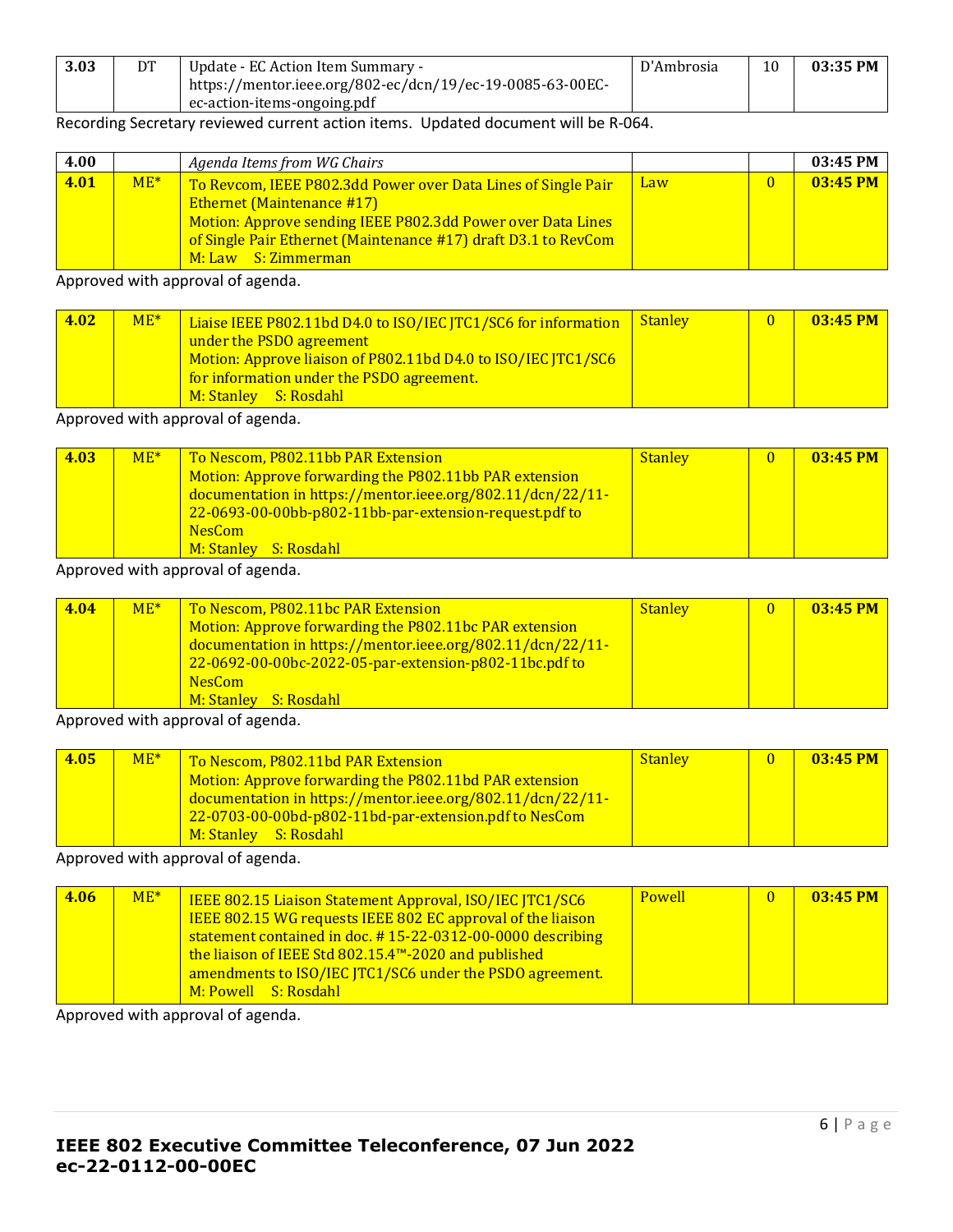| 3.03 | DT | Update - EC Action Item Summary - https://mentor.ieee.org/802-ec/dcn/19/ec-19-0085-63-00EC-ec-action-items-ongoing.pdf | D'Ambrosia | 10 | 03:35 PM |
|---|---|---|---|---|---|

Recording Secretary reviewed current action items. Updated document will be R-064.

| 4.00 | | *Agenda Items from WG Chairs* | | | 03:45 PM |
|---|---|---|---|---|---|
| 4.01 | ME* | To Revcom, IEEE P802.3dd Power over Data Lines of Single Pair Ethernet (Maintenance #17)<br>Motion: Approve sending IEEE P802.3dd Power over Data Lines of Single Pair Ethernet (Maintenance #17) draft D3.1 to RevCom<br>M: Law S: Zimmerman | Law | 0 | 03:45 PM |

Approved with approval of agenda.

| 4.02 | ME* | Liaise IEEE P802.11bd D4.0 to ISO/IEC JTC1/SC6 for information under the PSDO agreement<br>Motion: Approve liaison of P802.11bd D4.0 to ISO/IEC JTC1/SC6 for information under the PSDO agreement.<br>M: Stanley S: Rosdahl | Stanley | 0 | 03:45 PM |
|---|---|---|---|---|---|

Approved with approval of agenda.

| 4.03 | ME* | To Nescom, P802.11bb PAR Extension<br>Motion: Approve forwarding the P802.11bb PAR extension documentation in https://mentor.ieee.org/802.11/dcn/22/11-22-0693-00-00bb-p802-11bb-par-extension-request.pdf to NesCom<br>M: Stanley S: Rosdahl | Stanley | 0 | 03:45 PM |
|---|---|---|---|---|---|

Approved with approval of agenda.

| 4.04 | ME* | To Nescom, P802.11bc PAR Extension<br>Motion: Approve forwarding the P802.11bc PAR extension documentation in https://mentor.ieee.org/802.11/dcn/22/11-22-0692-00-00bc-2022-05-par-extension-p802-11bc.pdf to NesCom<br>M: Stanley S: Rosdahl | Stanley | 0 | 03:45 PM |
|---|---|---|---|---|---|

Approved with approval of agenda.

| 4.05 | ME* | To Nescom, P802.11bd PAR Extension<br>Motion: Approve forwarding the P802.11bd PAR extension documentation in https://mentor.ieee.org/802.11/dcn/22/11-22-0703-00-00bd-p802-11bd-par-extension.pdf to NesCom<br>M: Stanley S: Rosdahl | Stanley | 0 | 03:45 PM |
|---|---|---|---|---|---|

Approved with approval of agenda.

| 4.06 | ME* | IEEE 802.15 Liaison Statement Approval, ISO/IEC JTC1/SC6<br>IEEE 802.15 WG requests IEEE 802 EC approval of the liaison statement contained in doc. # 15-22-0312-00-0000 describing the liaison of IEEE Std 802.15.4™-2020 and published amendments to ISO/IEC JTC1/SC6 under the PSDO agreement.<br>M: Powell S: Rosdahl | Powell | 0 | 03:45 PM |
|---|---|---|---|---|---|

Approved with approval of agenda.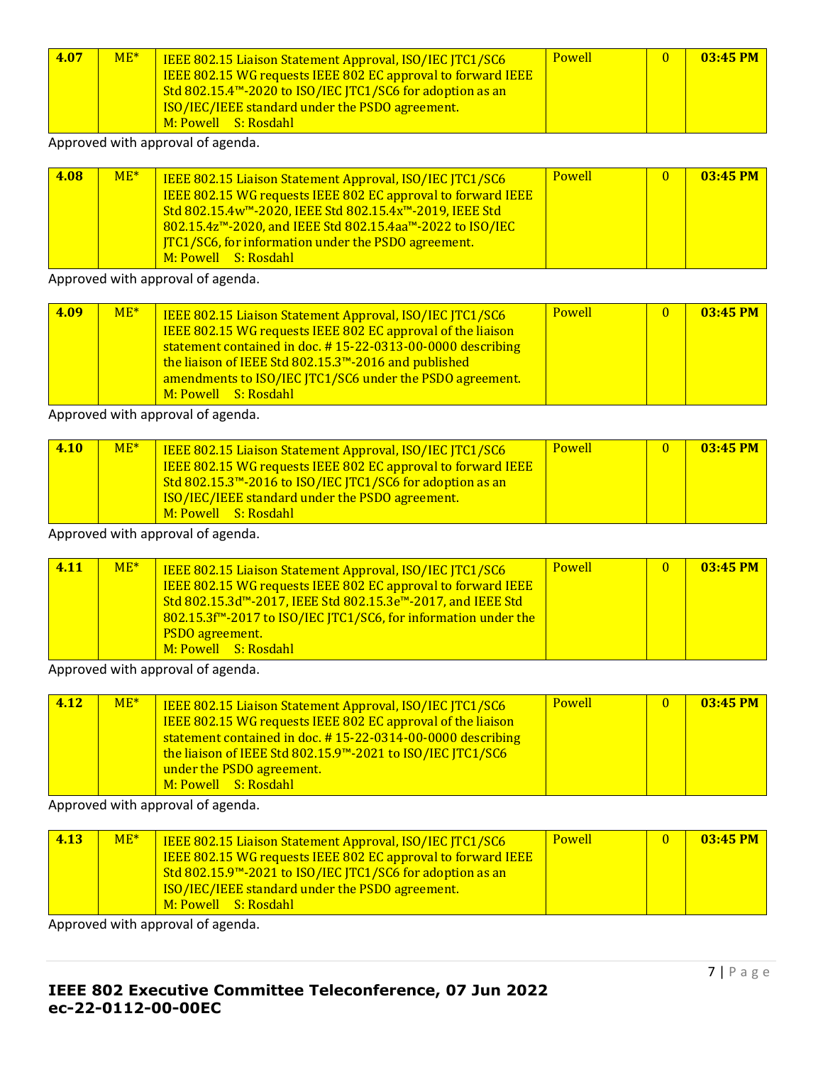| 4.07 | ME* | IEEE 802.15 Liaison Statement Approval, ISO/IEC JTC1/SC6<br>IEEE 802.15 WG requests IEEE 802 EC approval to forward IEEE Std 802.15.4™-2020 to ISO/IEC JTC1/SC6 for adoption as an ISO/IEC/IEEE standard under the PSDO agreement.<br>M: Powell S: Rosdahl | Powell | 0 | 03:45 PM |
|---|---|---|---|---|---|

Approved with approval of agenda.

| 4.08 | ME* | IEEE 802.15 Liaison Statement Approval, ISO/IEC JTC1/SC6<br>IEEE 802.15 WG requests IEEE 802 EC approval to forward IEEE Std 802.15.4w™-2020, IEEE Std 802.15.4x™-2019, IEEE Std 802.15.4z™-2020, and IEEE Std 802.15.4aa™-2022 to ISO/IEC JTC1/SC6, for information under the PSDO agreement.<br>M: Powell S: Rosdahl | Powell | 0 | 03:45 PM |
|---|---|---|---|---|---|

Approved with approval of agenda.

| 4.09 | ME* | IEEE 802.15 Liaison Statement Approval, ISO/IEC JTC1/SC6<br>IEEE 802.15 WG requests IEEE 802 EC approval of the liaison statement contained in doc. # 15-22-0313-00-0000 describing the liaison of IEEE Std 802.15.3™-2016 and published amendments to ISO/IEC JTC1/SC6 under the PSDO agreement.<br>M: Powell S: Rosdahl | Powell | 0 | 03:45 PM |
|---|---|---|---|---|---|

Approved with approval of agenda.

| 4.10 | ME* | IEEE 802.15 Liaison Statement Approval, ISO/IEC JTC1/SC6<br>IEEE 802.15 WG requests IEEE 802 EC approval to forward IEEE Std 802.15.3™-2016 to ISO/IEC JTC1/SC6 for adoption as an ISO/IEC/IEEE standard under the PSDO agreement.<br>M: Powell S: Rosdahl | Powell | 0 | 03:45 PM |
|---|---|---|---|---|---|

Approved with approval of agenda.

| 4.11 | ME* | IEEE 802.15 Liaison Statement Approval, ISO/IEC JTC1/SC6<br>IEEE 802.15 WG requests IEEE 802 EC approval to forward IEEE Std 802.15.3d™-2017, IEEE Std 802.15.3e™-2017, and IEEE Std 802.15.3f™-2017 to ISO/IEC JTC1/SC6, for information under the PSDO agreement.<br>M: Powell S: Rosdahl | Powell | 0 | 03:45 PM |
|---|---|---|---|---|---|

Approved with approval of agenda.

| 4.12 | ME* | IEEE 802.15 Liaison Statement Approval, ISO/IEC JTC1/SC6<br>IEEE 802.15 WG requests IEEE 802 EC approval of the liaison statement contained in doc. # 15-22-0314-00-0000 describing the liaison of IEEE Std 802.15.9™-2021 to ISO/IEC JTC1/SC6 under the PSDO agreement.<br>M: Powell S: Rosdahl | Powell | 0 | 03:45 PM |
|---|---|---|---|---|---|

Approved with approval of agenda.

| 4.13 | ME* | IEEE 802.15 Liaison Statement Approval, ISO/IEC JTC1/SC6<br>IEEE 802.15 WG requests IEEE 802 EC approval to forward IEEE Std 802.15.9™-2021 to ISO/IEC JTC1/SC6 for adoption as an ISO/IEC/IEEE standard under the PSDO agreement.<br>M: Powell S: Rosdahl | Powell | 0 | 03:45 PM |
|---|---|---|---|---|---|

Approved with approval of agenda.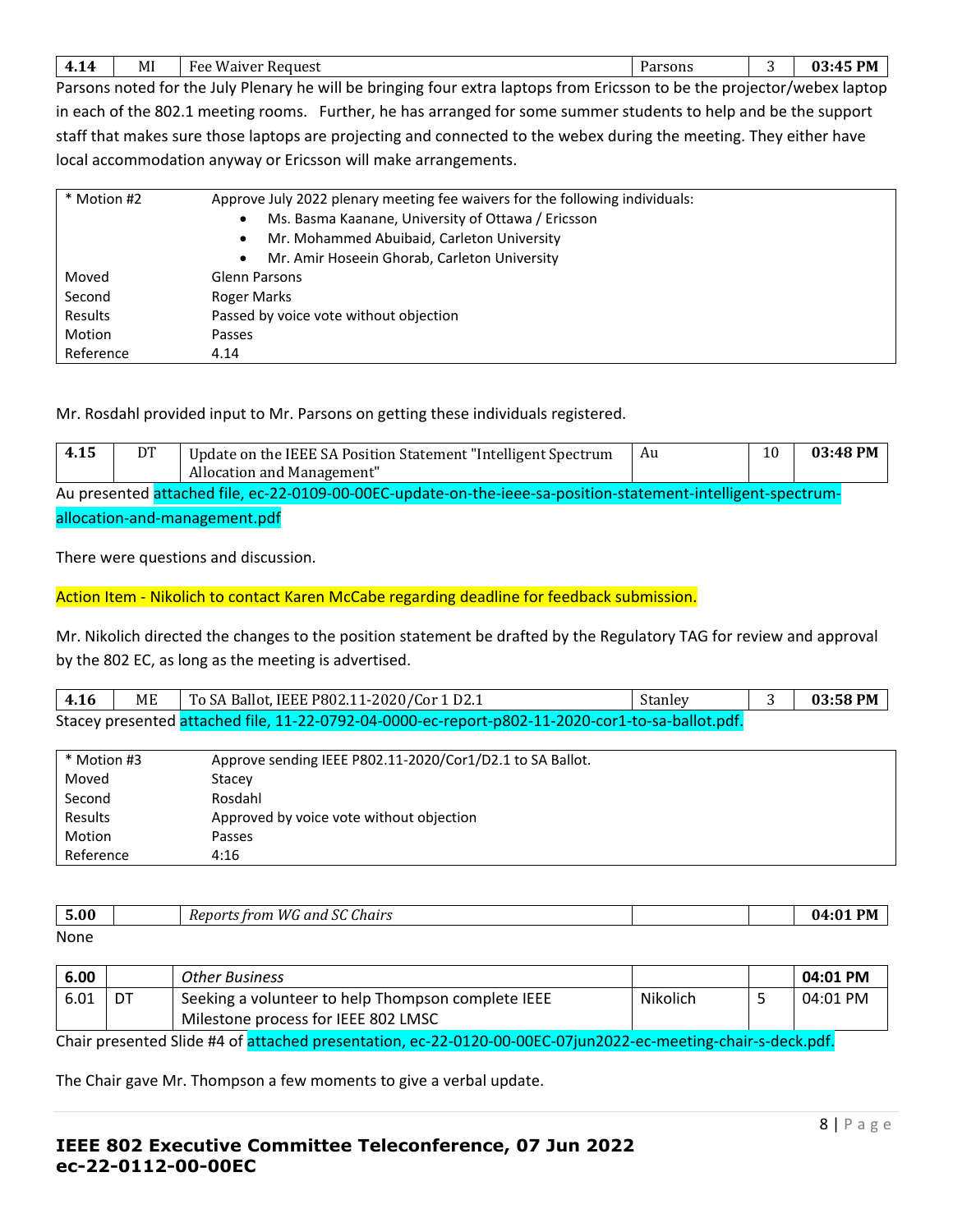| 4.14 | MI | Fee Waiver Request | Parsons | 3 | 03:45 PM |
|---|---|---|---|---|---|

Parsons noted for the July Plenary he will be bringing four extra laptops from Ericsson to be the projector/webex laptop in each of the 802.1 meeting rooms. Further, he has arranged for some summer students to help and be the support staff that makes sure those laptops are projecting and connected to the webex during the meeting. They either have local accommodation anyway or Ericsson will make arrangements.

| * Motion #2 | Approve July 2022 plenary meeting fee waivers for the following individuals:<br>• Ms. Basma Kaanane, University of Ottawa / Ericsson<br>• Mr. Mohammed Abuibaid, Carleton University<br>• Mr. Amir Hoseein Ghorab, Carleton University |
|---|---|
| Moved | Glenn Parsons |
| Second | Roger Marks |
| Results | Passed by voice vote without objection |
| Motion | Passes |
| Reference | 4.14 |

Mr. Rosdahl provided input to Mr. Parsons on getting these individuals registered.

| 4.15 | DT | Update on the IEEE SA Position Statement "Intelligent Spectrum Allocation and Management" | Au | 10 | 03:48 PM |
|---|---|---|---|---|---|

Au presented attached file, ec-22-0109-00-00EC-update-on-the-ieee-sa-position-statement-intelligent-spectrum-allocation-and-management.pdf

There were questions and discussion.

Action Item - Nikolich to contact Karen McCabe regarding deadline for feedback submission.

Mr. Nikolich directed the changes to the position statement be drafted by the Regulatory TAG for review and approval by the 802 EC, as long as the meeting is advertised.

| 4.16 | ME | To SA Ballot, IEEE P802.11-2020/Cor 1 D2.1 | Stanley | 3 | 03:58 PM |
|---|---|---|---|---|---|

Stacey presented attached file, 11-22-0792-04-0000-ec-report-p802-11-2020-cor1-to-sa-ballot.pdf.

| * Motion #3 | Approve sending IEEE P802.11-2020/Cor1/D2.1 to SA Ballot. |
|---|---|
| Moved | Stacey |
| Second | Rosdahl |
| Results | Approved by voice vote without objection |
| Motion | Passes |
| Reference | 4:16 |

| 5.00 | | *Reports from WG and SC Chairs* | | | 04:01 PM |
|---|---|---|---|---|---|

None

| 6.00 | | *Other Business* | | | 04:01 PM |
|---|---|---|---|---|---|
| 6.01 | DT | Seeking a volunteer to help Thompson complete IEEE Milestone process for IEEE 802 LMSC | Nikolich | 5 | 04:01 PM |

Chair presented Slide #4 of attached presentation, ec-22-0120-00-00EC-07jun2022-ec-meeting-chair-s-deck.pdf.

The Chair gave Mr. Thompson a few moments to give a verbal update.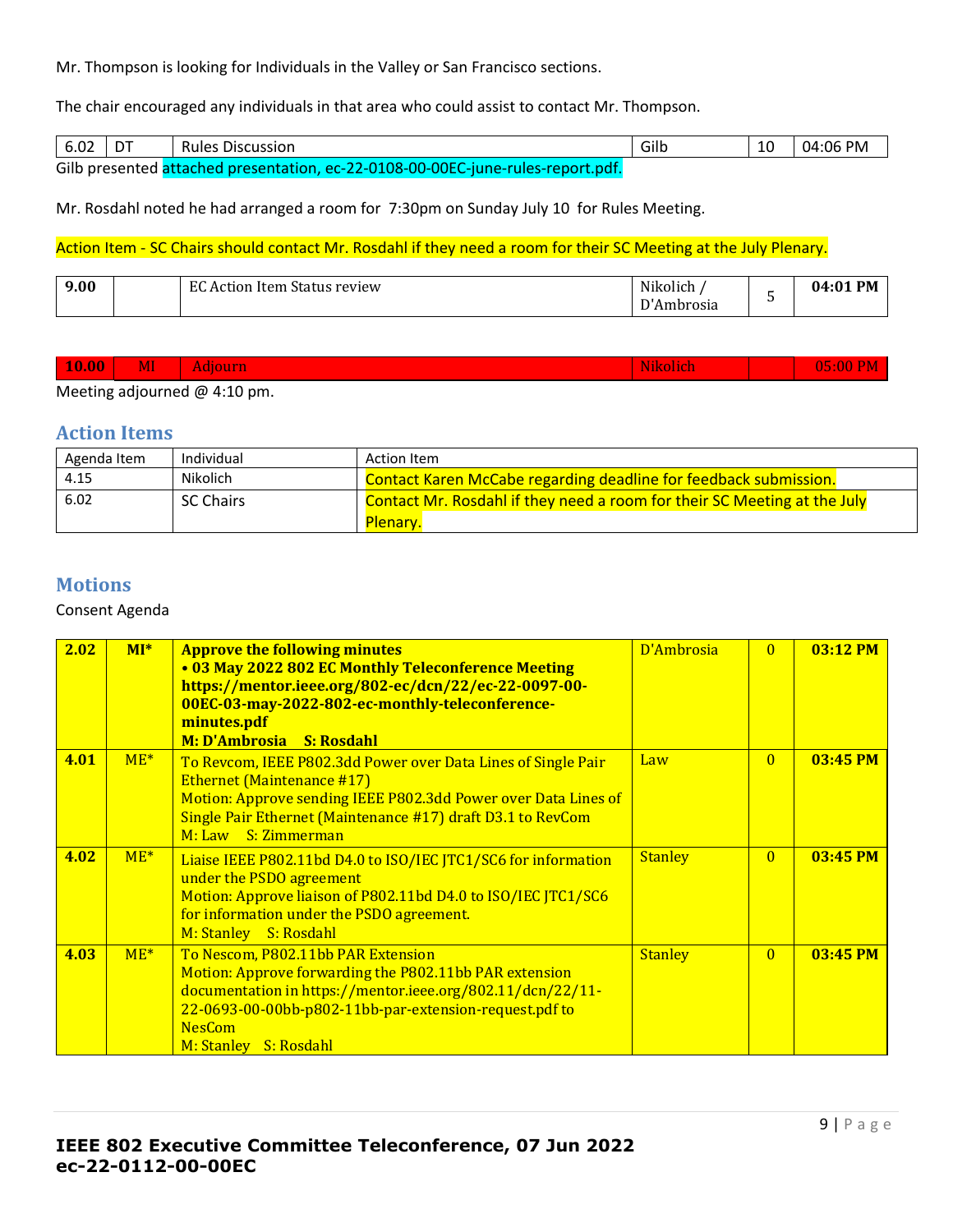Mr. Thompson is looking for Individuals in the Valley or San Francisco sections.

The chair encouraged any individuals in that area who could assist to contact Mr. Thompson.

| 6.02 | DT | Rules Discussion | Gilb | 10 | 04:06 PM |
|---|---|---|---|---|---|

Gilb presented attached presentation, ec-22-0108-00-00EC-june-rules-report.pdf.

Mr. Rosdahl noted he had arranged a room for 7:30pm on Sunday July 10 for Rules Meeting.

Action Item - SC Chairs should contact Mr. Rosdahl if they need a room for their SC Meeting at the July Plenary.

| 9.00 | | EC Action Item Status review | Nikolich / D'Ambrosia | 5 | 04:01 PM |
|---|---|---|---|---|---|

| 10.00 | MI | Adjourn | Nikolich | | 05:00 PM |
|---|---|---|---|---|---|

Meeting adjourned @ 4:10 pm.

## Action Items

| Agenda Item | Individual | Action Item |
|---|---|---|
| 4.15 | Nikolich | Contact Karen McCabe regarding deadline for feedback submission. |
| 6.02 | SC Chairs | Contact Mr. Rosdahl if they need a room for their SC Meeting at the July Plenary. |

## Motions

Consent Agenda

| 2.02 | MI* | **Approve the following minutes**<br>**• 03 May 2022 802 EC Monthly Teleconference Meeting https://mentor.ieee.org/802-ec/dcn/22/ec-22-0097-00-00EC-03-may-2022-802-ec-monthly-teleconference-minutes.pdf**<br>**M: D'Ambrosia S: Rosdahl** | D'Ambrosia | 0 | 03:12 PM |
|---|---|---|---|---|---|
| 4.01 | ME* | To Revcom, IEEE P802.3dd Power over Data Lines of Single Pair Ethernet (Maintenance #17)<br>Motion: Approve sending IEEE P802.3dd Power over Data Lines of Single Pair Ethernet (Maintenance #17) draft D3.1 to RevCom<br>M: Law S: Zimmerman | Law | 0 | 03:45 PM |
| 4.02 | ME* | Liaise IEEE P802.11bd D4.0 to ISO/IEC JTC1/SC6 for information under the PSDO agreement<br>Motion: Approve liaison of P802.11bd D4.0 to ISO/IEC JTC1/SC6 for information under the PSDO agreement.<br>M: Stanley S: Rosdahl | Stanley | 0 | 03:45 PM |
| 4.03 | ME* | To Nescom, P802.11bb PAR Extension<br>Motion: Approve forwarding the P802.11bb PAR extension documentation in https://mentor.ieee.org/802.11/dcn/22/11-22-0693-00-00bb-p802-11bb-par-extension-request.pdf to NesCom<br>M: Stanley S: Rosdahl | Stanley | 0 | 03:45 PM |

**IEEE 802 Executive Committee Teleconference, 07 Jun 2022**
**ec-22-0112-00-00EC**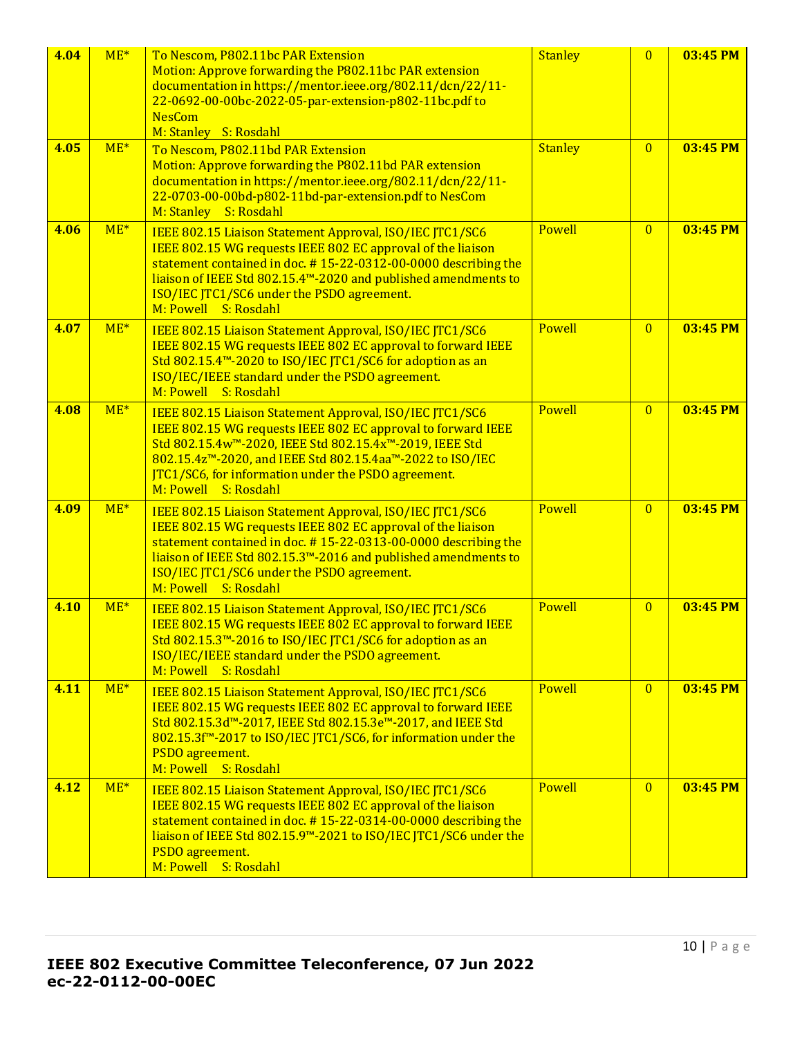| 4.04 | ME* | To Nescom, P802.11bc PAR Extension<br>Motion: Approve forwarding the P802.11bc PAR extension documentation in https://mentor.ieee.org/802.11/dcn/22/11-22-0692-00-00bc-2022-05-par-extension-p802-11bc.pdf to NesCom<br>M: Stanley S: Rosdahl | Stanley | 0 | 03:45 PM |
|---|---|---|---|---|---|
| 4.05 | ME* | To Nescom, P802.11bd PAR Extension<br>Motion: Approve forwarding the P802.11bd PAR extension documentation in https://mentor.ieee.org/802.11/dcn/22/11-22-0703-00-00bd-p802-11bd-par-extension.pdf to NesCom<br>M: Stanley S: Rosdahl | Stanley | 0 | 03:45 PM |
| 4.06 | ME* | IEEE 802.15 Liaison Statement Approval, ISO/IEC JTC1/SC6<br>IEEE 802.15 WG requests IEEE 802 EC approval of the liaison statement contained in doc. # 15-22-0312-00-0000 describing the liaison of IEEE Std 802.15.4™-2020 and published amendments to ISO/IEC JTC1/SC6 under the PSDO agreement.<br>M: Powell S: Rosdahl | Powell | 0 | 03:45 PM |
| 4.07 | ME* | IEEE 802.15 Liaison Statement Approval, ISO/IEC JTC1/SC6<br>IEEE 802.15 WG requests IEEE 802 EC approval to forward IEEE Std 802.15.4™-2020 to ISO/IEC JTC1/SC6 for adoption as an ISO/IEC/IEEE standard under the PSDO agreement.<br>M: Powell S: Rosdahl | Powell | 0 | 03:45 PM |
| 4.08 | ME* | IEEE 802.15 Liaison Statement Approval, ISO/IEC JTC1/SC6<br>IEEE 802.15 WG requests IEEE 802 EC approval to forward IEEE Std 802.15.4w™-2020, IEEE Std 802.15.4x™-2019, IEEE Std 802.15.4z™-2020, and IEEE Std 802.15.4aa™-2022 to ISO/IEC JTC1/SC6, for information under the PSDO agreement.<br>M: Powell S: Rosdahl | Powell | 0 | 03:45 PM |
| 4.09 | ME* | IEEE 802.15 Liaison Statement Approval, ISO/IEC JTC1/SC6<br>IEEE 802.15 WG requests IEEE 802 EC approval of the liaison statement contained in doc. # 15-22-0313-00-0000 describing the liaison of IEEE Std 802.15.3™-2016 and published amendments to ISO/IEC JTC1/SC6 under the PSDO agreement.<br>M: Powell S: Rosdahl | Powell | 0 | 03:45 PM |
| 4.10 | ME* | IEEE 802.15 Liaison Statement Approval, ISO/IEC JTC1/SC6<br>IEEE 802.15 WG requests IEEE 802 EC approval to forward IEEE Std 802.15.3™-2016 to ISO/IEC JTC1/SC6 for adoption as an ISO/IEC/IEEE standard under the PSDO agreement.<br>M: Powell S: Rosdahl | Powell | 0 | 03:45 PM |
| 4.11 | ME* | IEEE 802.15 Liaison Statement Approval, ISO/IEC JTC1/SC6<br>IEEE 802.15 WG requests IEEE 802 EC approval to forward IEEE Std 802.15.3d™-2017, IEEE Std 802.15.3e™-2017, and IEEE Std 802.15.3f™-2017 to ISO/IEC JTC1/SC6, for information under the PSDO agreement.<br>M: Powell S: Rosdahl | Powell | 0 | 03:45 PM |
| 4.12 | ME* | IEEE 802.15 Liaison Statement Approval, ISO/IEC JTC1/SC6<br>IEEE 802.15 WG requests IEEE 802 EC approval of the liaison statement contained in doc. # 15-22-0314-00-0000 describing the liaison of IEEE Std 802.15.9™-2021 to ISO/IEC JTC1/SC6 under the PSDO agreement.<br>M: Powell S: Rosdahl | Powell | 0 | 03:45 PM |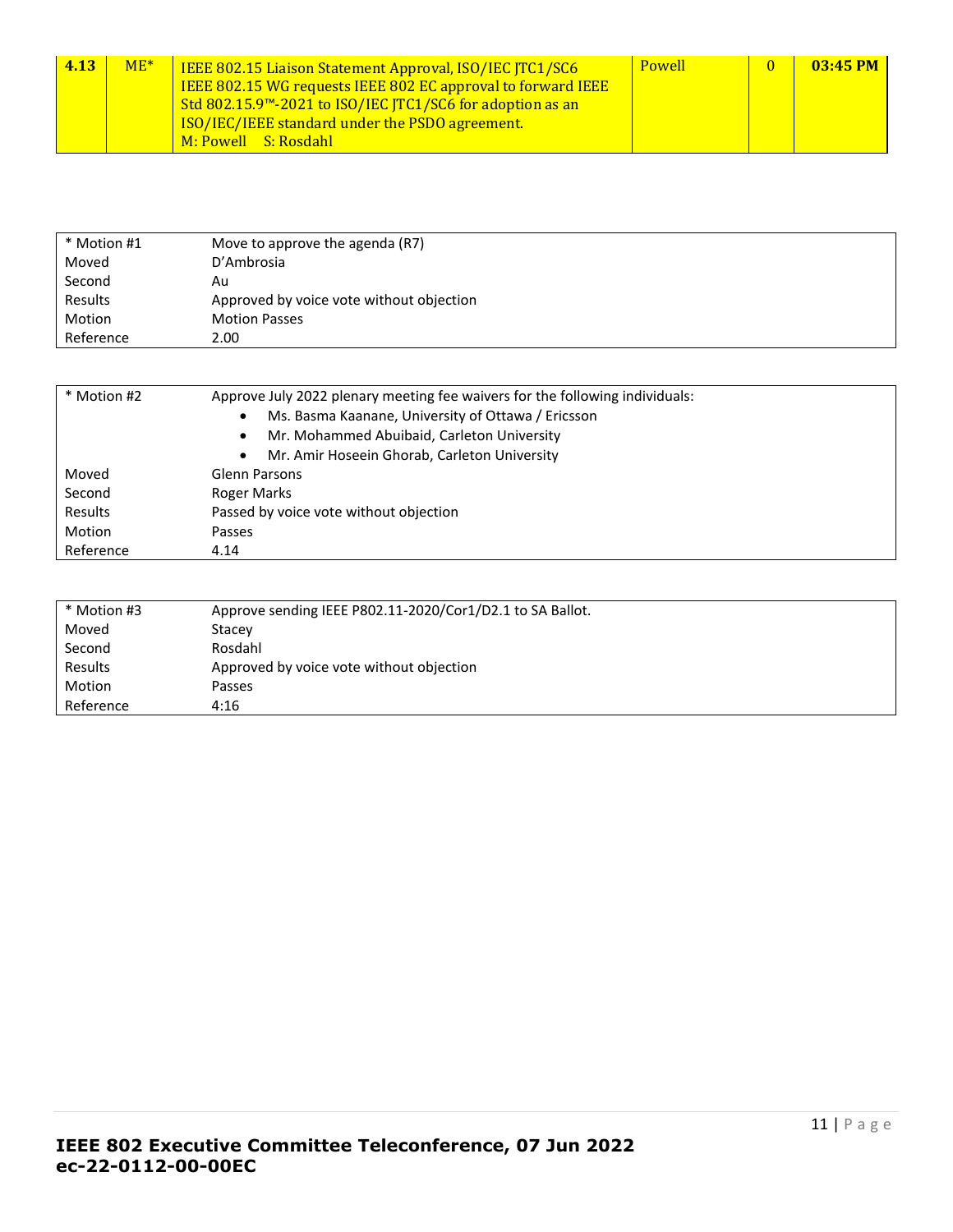| | | | | | |
|---|---|---|---|---|---|
| **4.13** | ME* | IEEE 802.15 Liaison Statement Approval, ISO/IEC JTC1/SC6<br>IEEE 802.15 WG requests IEEE 802 EC approval to forward IEEE Std 802.15.9™-2021 to ISO/IEC JTC1/SC6 for adoption as an ISO/IEC/IEEE standard under the PSDO agreement.<br>M: Powell S: Rosdahl | Powell | 0 | **03:45 PM** |

| | |
|---|---|
| * Motion #1 | Move to approve the agenda (R7) |
| Moved | D'Ambrosia |
| Second | Au |
| Results | Approved by voice vote without objection |
| Motion | Motion Passes |
| Reference | 2.00 |

| | |
|---|---|
| * Motion #2 | Approve July 2022 plenary meeting fee waivers for the following individuals:<br>• Ms. Basma Kaanane, University of Ottawa / Ericsson<br>• Mr. Mohammed Abuibaid, Carleton University<br>• Mr. Amir Hoseein Ghorab, Carleton University |
| Moved | Glenn Parsons |
| Second | Roger Marks |
| Results | Passed by voice vote without objection |
| Motion | Passes |
| Reference | 4.14 |

| | |
|---|---|
| * Motion #3 | Approve sending IEEE P802.11-2020/Cor1/D2.1 to SA Ballot. |
| Moved | Stacey |
| Second | Rosdahl |
| Results | Approved by voice vote without objection |
| Motion | Passes |
| Reference | 4:16 |